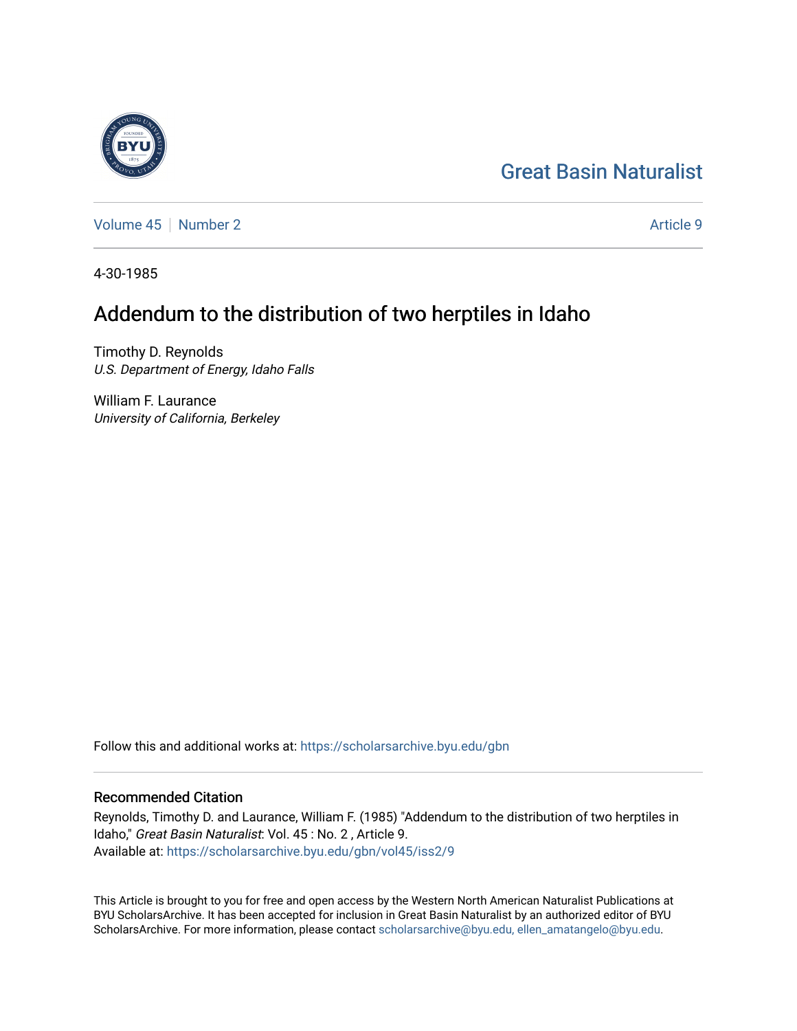Great Basin Naturalist

Volume 45 | Number 2 | Article 9

4-30-1985

# Addendum to the distribution of two herptiles in Idaho

Timothy D. Reynolds
*U.S. Department of Energy, Idaho Falls*

William F. Laurance
*University of California, Berkeley*

Follow this and additional works at: https://scholarsarchive.byu.edu/gbn

## Recommended Citation

Reynolds, Timothy D. and Laurance, William F. (1985) "Addendum to the distribution of two herptiles in Idaho," *Great Basin Naturalist*: Vol. 45 : No. 2 , Article 9.
Available at: https://scholarsarchive.byu.edu/gbn/vol45/iss2/9

This Article is brought to you for free and open access by the Western North American Naturalist Publications at BYU ScholarsArchive. It has been accepted for inclusion in Great Basin Naturalist by an authorized editor of BYU ScholarsArchive. For more information, please contact scholarsarchive@byu.edu, ellen_amatangelo@byu.edu.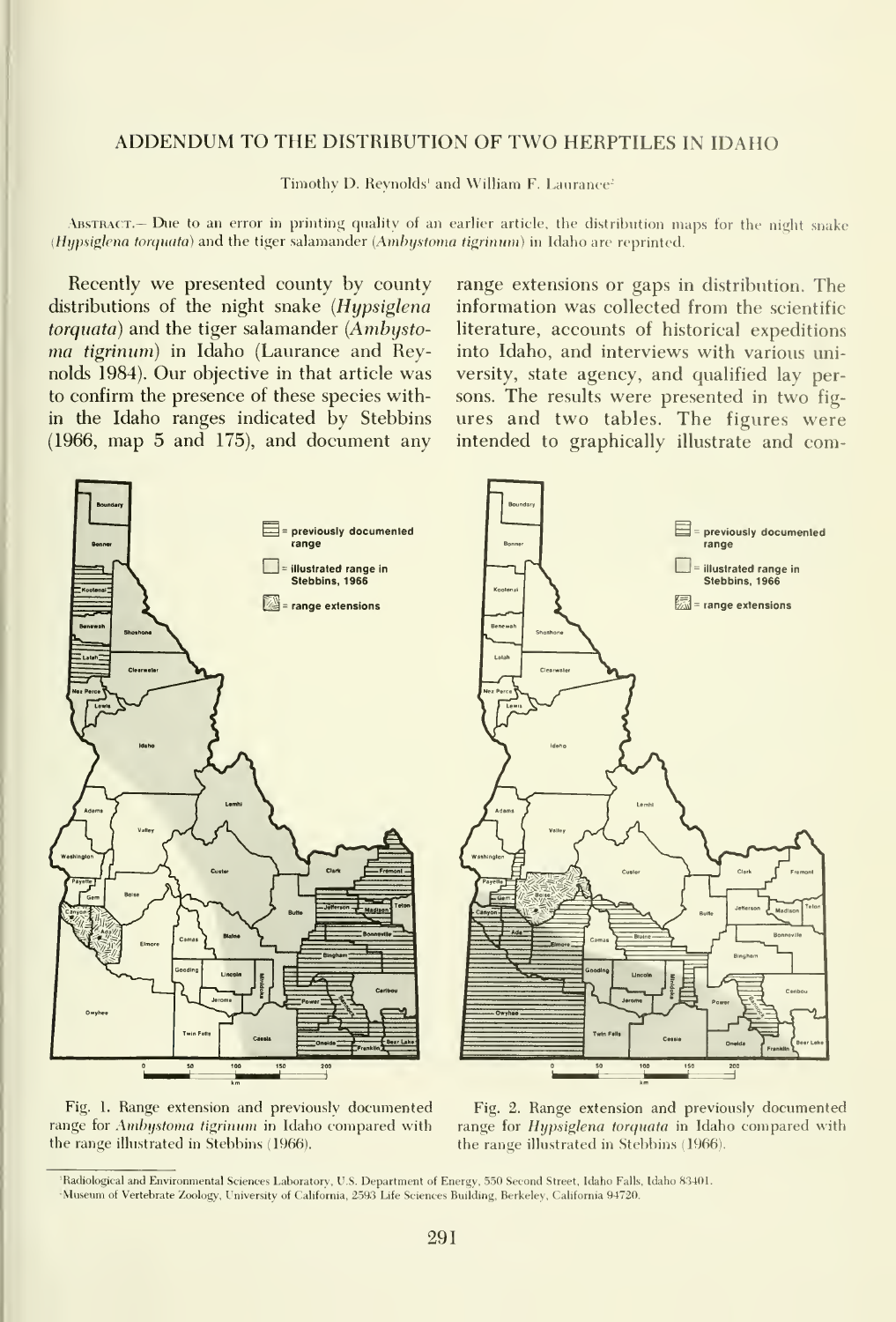# ADDENDUM TO THE DISTRIBUTION OF TWO HERPTILES IN IDAHO

Timothy D. Reynolds[1] and William F. Laurance[2]

Abstract.— Due to an error in printing quality of an earlier article, the distribution maps for the night snake (*Hypsiglena torquata*) and the tiger salamander (*Ambystoma tigrinum*) in Idaho are reprinted.

Recently we presented county by county distributions of the night snake (*Hypsiglena torquata*) and the tiger salamander (*Ambystoma tigrinum*) in Idaho (Laurance and Reynolds 1984). Our objective in that article was to confirm the presence of these species within the Idaho ranges indicated by Stebbins (1966, map 5 and 175), and document any range extensions or gaps in distribution. The information was collected from the scientific literature, accounts of historical expeditions into Idaho, and interviews with various university, state agency, and qualified lay persons. The results were presented in two figures and two tables. The figures were intended to graphically illustrate and com-

Fig. 1. Range extension and previously documented range for *Ambystoma tigrinum* in Idaho compared with the range illustrated in Stebbins (1966).

Fig. 2. Range extension and previously documented range for *Hypsiglena torquata* in Idaho compared with the range illustrated in Stebbins (1966).

[1]Radiological and Environmental Sciences Laboratory, U.S. Department of Energy, 550 Second Street, Idaho Falls, Idaho 83401.

[2]Museum of Vertebrate Zoology, University of California, 2593 Life Sciences Building, Berkeley, California 94720.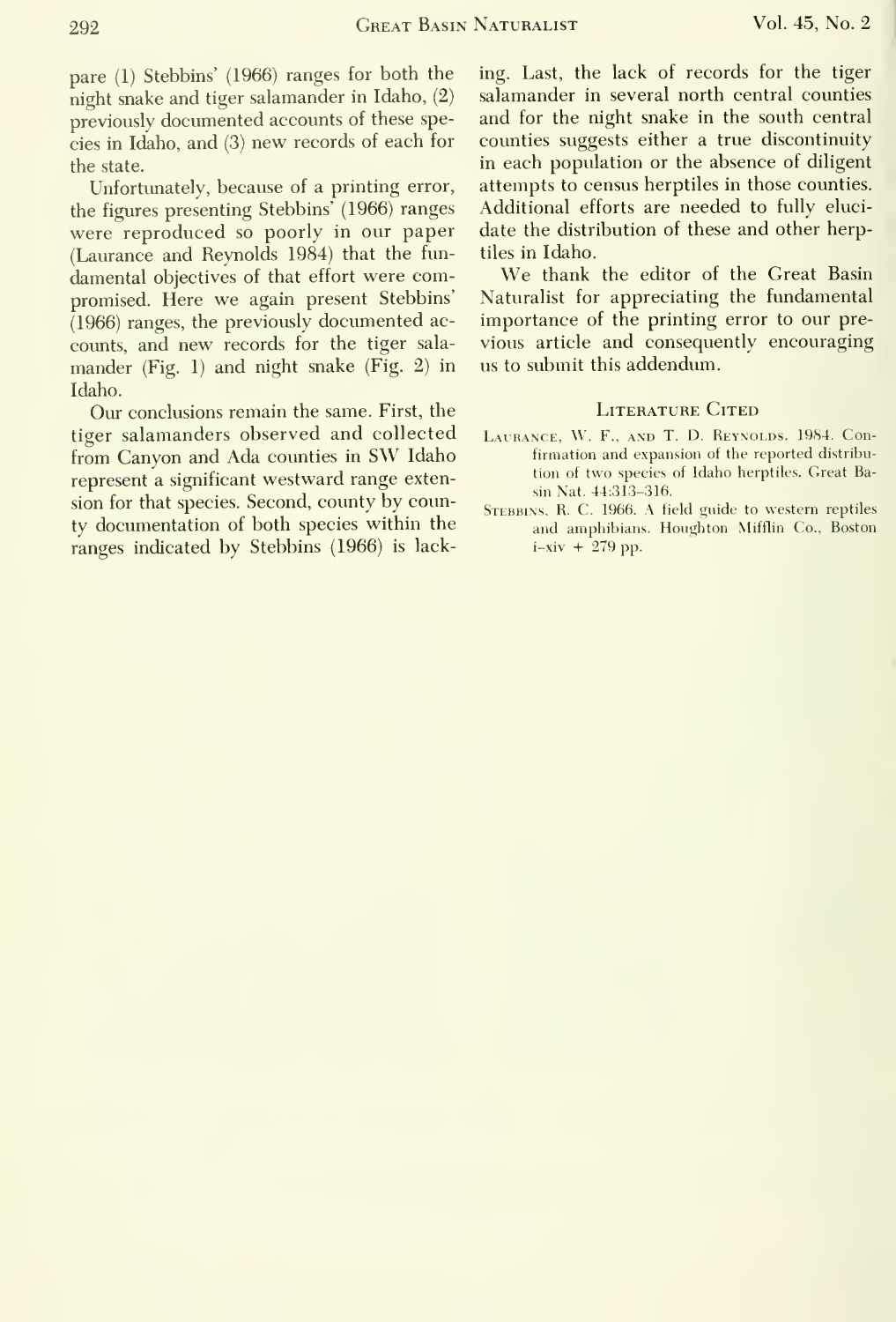pare (1) Stebbins' (1966) ranges for both the night snake and tiger salamander in Idaho, (2) previously documented accounts of these species in Idaho, and (3) new records of each for the state.

Unfortunately, because of a printing error, the figures presenting Stebbins' (1966) ranges were reproduced so poorly in our paper (Laurance and Reynolds 1984) that the fundamental objectives of that effort were compromised. Here we again present Stebbins' (1966) ranges, the previously documented accounts, and new records for the tiger salamander (Fig. 1) and night snake (Fig. 2) in Idaho.

Our conclusions remain the same. First, the tiger salamanders observed and collected from Canyon and Ada counties in SW Idaho represent a significant westward range extension for that species. Second, county by county documentation of both species within the ranges indicated by Stebbins (1966) is lacking. Last, the lack of records for the tiger salamander in several north central counties and for the night snake in the south central counties suggests either a true discontinuity in each population or the absence of diligent attempts to census herptiles in those counties. Additional efforts are needed to fully elucidate the distribution of these and other herptiles in Idaho.

We thank the editor of the Great Basin Naturalist for appreciating the fundamental importance of the printing error to our previous article and consequently encouraging us to submit this addendum.

## Literature Cited

Laurance, W. F., and T. D. Reynolds. 1984. Confirmation and expansion of the reported distribution of two species of Idaho herptiles. Great Basin Nat. 44:313–316.

Stebbins, R. C. 1966. A field guide to western reptiles and amphibians. Houghton Mifflin Co., Boston i–xiv + 279 pp.